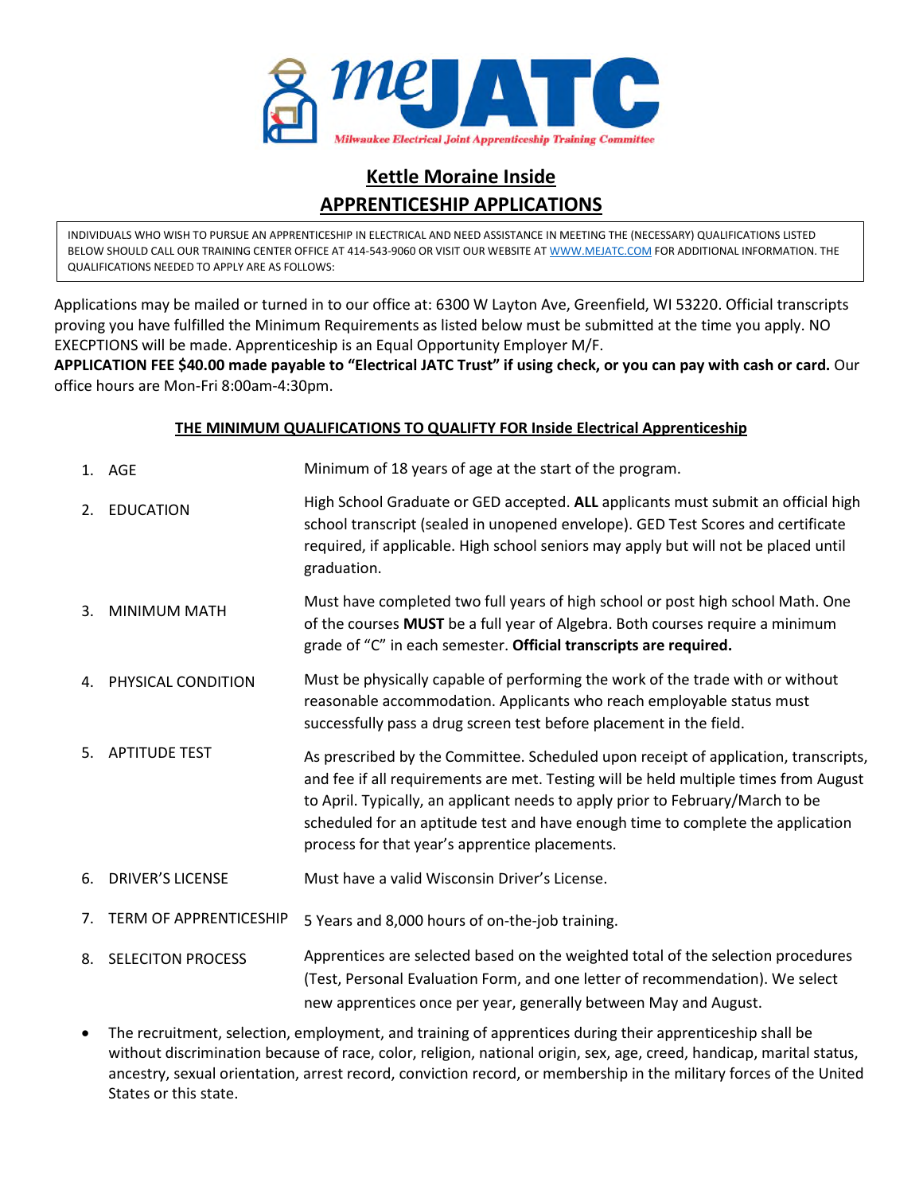meJATC

Milwaukee Electrical Joint Apprenticeship Training Committee

# Kettle Moraine Inside

# APPRENTICESHIP APPLICATIONS

INDIVIDUALS WHO WISH TO PURSUE AN APPRENTICESHIP IN ELECTRICAL AND NEED ASSISTANCE IN MEETING THE (NECESSARY) QUALIFICATIONS LISTED BELOW SHOULD CALL OUR TRAINING CENTER OFFICE AT 414-543-9060 OR VISIT OUR WEBSITE AT WWW.MEJATC.COM FOR ADDITIONAL INFORMATION. THE QUALIFICATIONS NEEDED TO APPLY ARE AS FOLLOWS:

Applications may be mailed or turned in to our office at: 6300 W Layton Ave, Greenfield, WI 53220. Official transcripts proving you have fulfilled the Minimum Requirements as listed below must be submitted at the time you apply. NO EXECPTIONS will be made. Apprenticeship is an Equal Opportunity Employer M/F.

**APPLICATION FEE $40.00 made payable to "Electrical JATC Trust" if using check, or you can pay with cash or card.** Our office hours are Mon-Fri 8:00am-4:30pm.

## THE MINIMUM QUALIFICATIONS TO QUALIFTY FOR Inside Electrical Apprenticeship

1. AGE — Minimum of 18 years of age at the start of the program.
2. EDUCATION — High School Graduate or GED accepted. **ALL** applicants must submit an official high school transcript (sealed in unopened envelope). GED Test Scores and certificate required, if applicable. High school seniors may apply but will not be placed until graduation.
3. MINIMUM MATH — Must have completed two full years of high school or post high school Math. One of the courses **MUST** be a full year of Algebra. Both courses require a minimum grade of "C" in each semester. **Official transcripts are required.**
4. PHYSICAL CONDITION — Must be physically capable of performing the work of the trade with or without reasonable accommodation. Applicants who reach employable status must successfully pass a drug screen test before placement in the field.
5. APTITUDE TEST — As prescribed by the Committee. Scheduled upon receipt of application, transcripts, and fee if all requirements are met. Testing will be held multiple times from August to April. Typically, an applicant needs to apply prior to February/March to be scheduled for an aptitude test and have enough time to complete the application process for that year's apprentice placements.
6. DRIVER'S LICENSE — Must have a valid Wisconsin Driver's License.
7. TERM OF APPRENTICESHIP — 5 Years and 8,000 hours of on-the-job training.
8. SELECITON PROCESS — Apprentices are selected based on the weighted total of the selection procedures (Test, Personal Evaluation Form, and one letter of recommendation). We select new apprentices once per year, generally between May and August.

- The recruitment, selection, employment, and training of apprentices during their apprenticeship shall be without discrimination because of race, color, religion, national origin, sex, age, creed, handicap, marital status, ancestry, sexual orientation, arrest record, conviction record, or membership in the military forces of the United States or this state.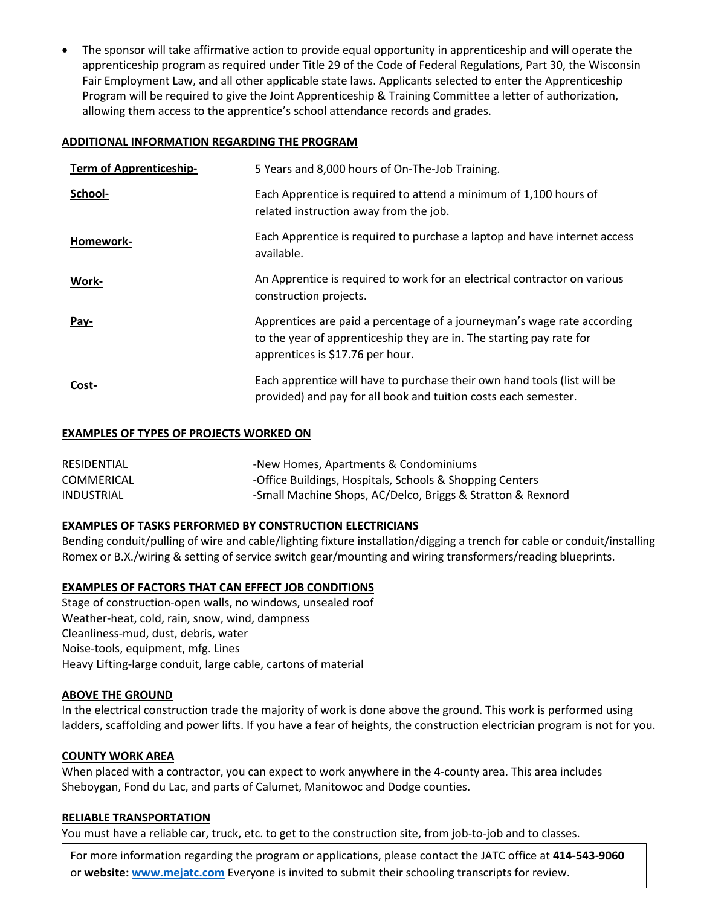- The sponsor will take affirmative action to provide equal opportunity in apprenticeship and will operate the apprenticeship program as required under Title 29 of the Code of Federal Regulations, Part 30, the Wisconsin Fair Employment Law, and all other applicable state laws. Applicants selected to enter the Apprenticeship Program will be required to give the Joint Apprenticeship & Training Committee a letter of authorization, allowing them access to the apprentice's school attendance records and grades.

**ADDITIONAL INFORMATION REGARDING THE PROGRAM**

| | |
|---|---|
| **Term of Apprenticeship-** | 5 Years and 8,000 hours of On-The-Job Training. |
| **School-** | Each Apprentice is required to attend a minimum of 1,100 hours of related instruction away from the job. |
| **Homework-** | Each Apprentice is required to purchase a laptop and have internet access available. |
| **Work-** | An Apprentice is required to work for an electrical contractor on various construction projects. |
| **Pay-** | Apprentices are paid a percentage of a journeyman's wage rate according to the year of apprenticeship they are in. The starting pay rate for apprentices is $17.76 per hour. |
| **Cost-** | Each apprentice will have to purchase their own hand tools (list will be provided) and pay for all book and tuition costs each semester. |

**EXAMPLES OF TYPES OF PROJECTS WORKED ON**

| | |
|---|---|
| RESIDENTIAL | -New Homes, Apartments & Condominiums |
| COMMERICAL | -Office Buildings, Hospitals, Schools & Shopping Centers |
| INDUSTRIAL | -Small Machine Shops, AC/Delco, Briggs & Stratton & Rexnord |

**EXAMPLES OF TASKS PERFORMED BY CONSTRUCTION ELECTRICIANS**

Bending conduit/pulling of wire and cable/lighting fixture installation/digging a trench for cable or conduit/installing Romex or B.X./wiring & setting of service switch gear/mounting and wiring transformers/reading blueprints.

**EXAMPLES OF FACTORS THAT CAN EFFECT JOB CONDITIONS**

Stage of construction-open walls, no windows, unsealed roof
Weather-heat, cold, rain, snow, wind, dampness
Cleanliness-mud, dust, debris, water
Noise-tools, equipment, mfg. Lines
Heavy Lifting-large conduit, large cable, cartons of material

**ABOVE THE GROUND**

In the electrical construction trade the majority of work is done above the ground. This work is performed using ladders, scaffolding and power lifts. If you have a fear of heights, the construction electrician program is not for you.

**COUNTY WORK AREA**

When placed with a contractor, you can expect to work anywhere in the 4-county area. This area includes Sheboygan, Fond du Lac, and parts of Calumet, Manitowoc and Dodge counties.

**RELIABLE TRANSPORTATION**

You must have a reliable car, truck, etc. to get to the construction site, from job-to-job and to classes.

For more information regarding the program or applications, please contact the JATC office at **414-543-9060** or **website:** [www.mejatc.com](http://www.mejatc.com) Everyone is invited to submit their schooling transcripts for review.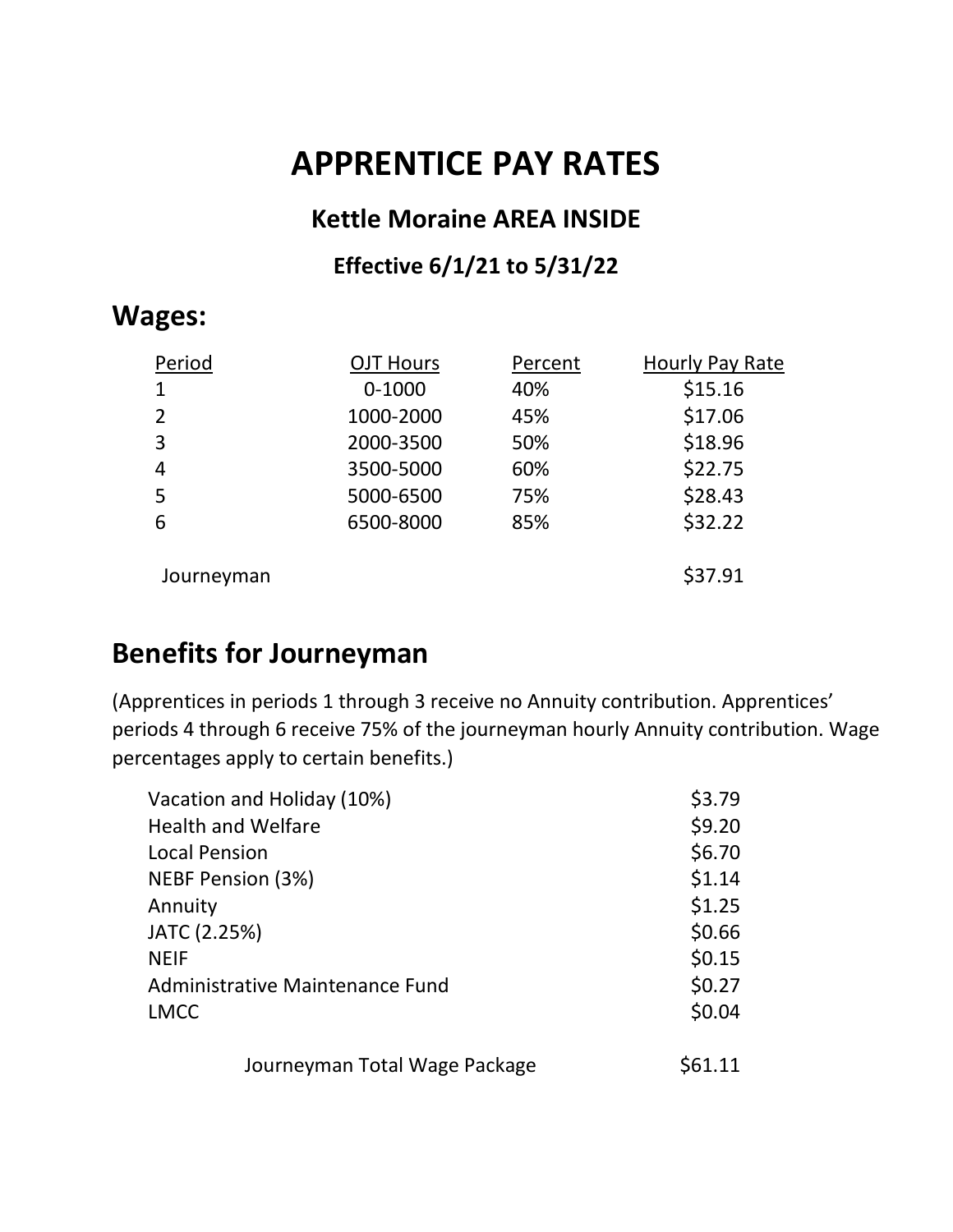# APPRENTICE PAY RATES

### Kettle Moraine AREA INSIDE

### Effective 6/1/21 to 5/31/22

## Wages:

| Period | OJT Hours | Percent | Hourly Pay Rate |
|---|---|---|---|
| 1 | 0-1000 | 40% | $15.16 |
| 2 | 1000-2000 | 45% | $17.06 |
| 3 | 2000-3500 | 50% | $18.96 |
| 4 | 3500-5000 | 60% | $22.75 |
| 5 | 5000-6500 | 75% | $28.43 |
| 6 | 6500-8000 | 85% | $32.22 |
| Journeyman | | | $37.91 |

## Benefits for Journeyman

(Apprentices in periods 1 through 3 receive no Annuity contribution. Apprentices' periods 4 through 6 receive 75% of the journeyman hourly Annuity contribution. Wage percentages apply to certain benefits.)

| Benefit | Amount |
|---|---|
| Vacation and Holiday (10%) | $3.79 |
| Health and Welfare | $9.20 |
| Local Pension | $6.70 |
| NEBF Pension (3%) | $1.14 |
| Annuity | $1.25 |
| JATC (2.25%) | $0.66 |
| NEIF | $0.15 |
| Administrative Maintenance Fund | $0.27 |
| LMCC | $0.04 |
| Journeyman Total Wage Package | $61.11 |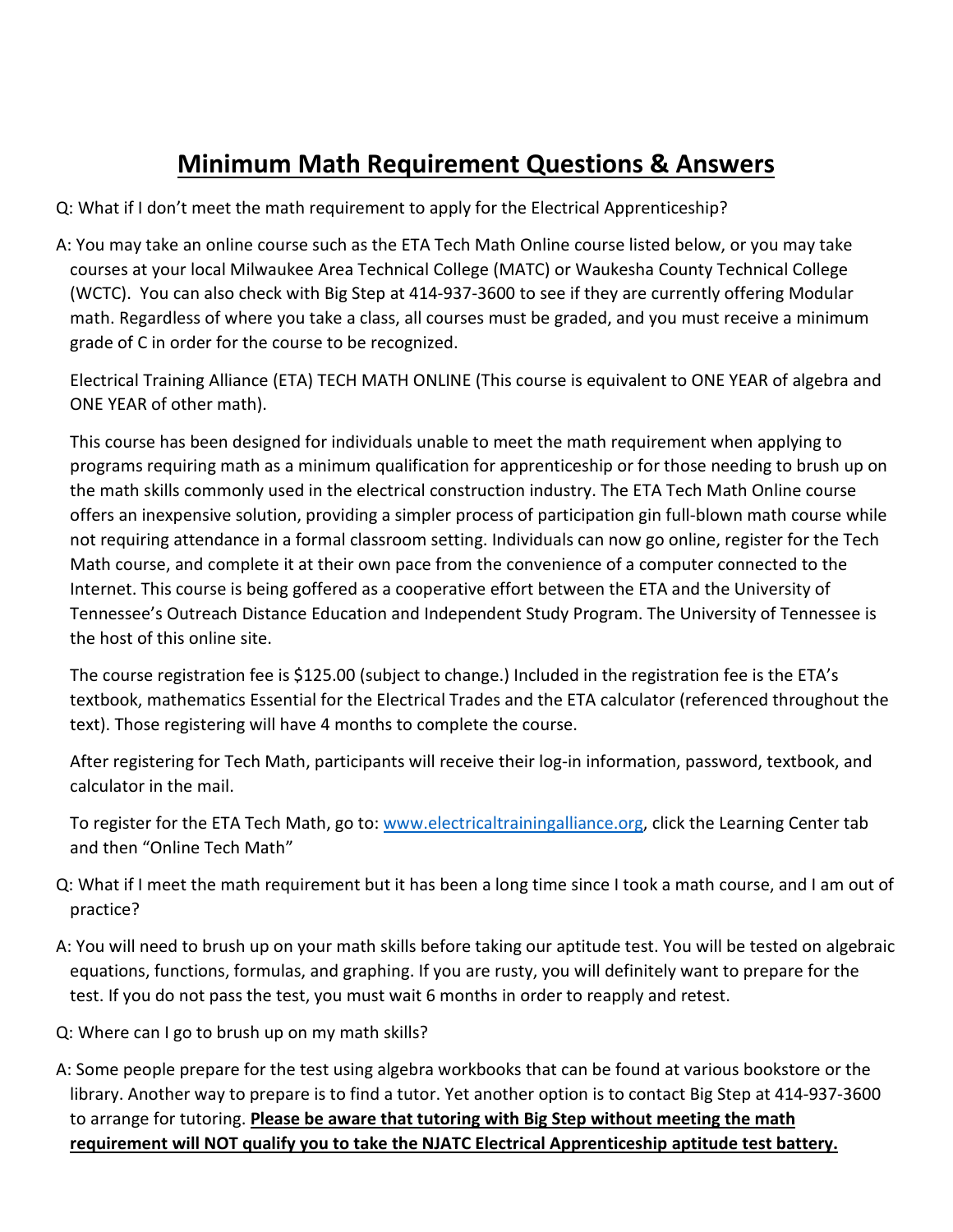# **Minimum Math Requirement Questions & Answers**

Q: What if I don't meet the math requirement to apply for the Electrical Apprenticeship?

A: You may take an online course such as the ETA Tech Math Online course listed below, or you may take courses at your local Milwaukee Area Technical College (MATC) or Waukesha County Technical College (WCTC). You can also check with Big Step at 414-937-3600 to see if they are currently offering Modular math. Regardless of where you take a class, all courses must be graded, and you must receive a minimum grade of C in order for the course to be recognized.

Electrical Training Alliance (ETA) TECH MATH ONLINE (This course is equivalent to ONE YEAR of algebra and ONE YEAR of other math).

This course has been designed for individuals unable to meet the math requirement when applying to programs requiring math as a minimum qualification for apprenticeship or for those needing to brush up on the math skills commonly used in the electrical construction industry. The ETA Tech Math Online course offers an inexpensive solution, providing a simpler process of participation gin full-blown math course while not requiring attendance in a formal classroom setting. Individuals can now go online, register for the Tech Math course, and complete it at their own pace from the convenience of a computer connected to the Internet. This course is being goffered as a cooperative effort between the ETA and the University of Tennessee's Outreach Distance Education and Independent Study Program. The University of Tennessee is the host of this online site.

The course registration fee is $125.00 (subject to change.) Included in the registration fee is the ETA's textbook, mathematics Essential for the Electrical Trades and the ETA calculator (referenced throughout the text). Those registering will have 4 months to complete the course.

After registering for Tech Math, participants will receive their log-in information, password, textbook, and calculator in the mail.

To register for the ETA Tech Math, go to: [www.electricaltrainingalliance.org](http://www.electricaltrainingalliance.org), click the Learning Center tab and then "Online Tech Math"

Q: What if I meet the math requirement but it has been a long time since I took a math course, and I am out of practice?

A: You will need to brush up on your math skills before taking our aptitude test. You will be tested on algebraic equations, functions, formulas, and graphing. If you are rusty, you will definitely want to prepare for the test. If you do not pass the test, you must wait 6 months in order to reapply and retest.

Q: Where can I go to brush up on my math skills?

A: Some people prepare for the test using algebra workbooks that can be found at various bookstore or the library. Another way to prepare is to find a tutor. Yet another option is to contact Big Step at 414-937-3600 to arrange for tutoring. **Please be aware that tutoring with Big Step without meeting the math requirement will NOT qualify you to take the NJATC Electrical Apprenticeship aptitude test battery.**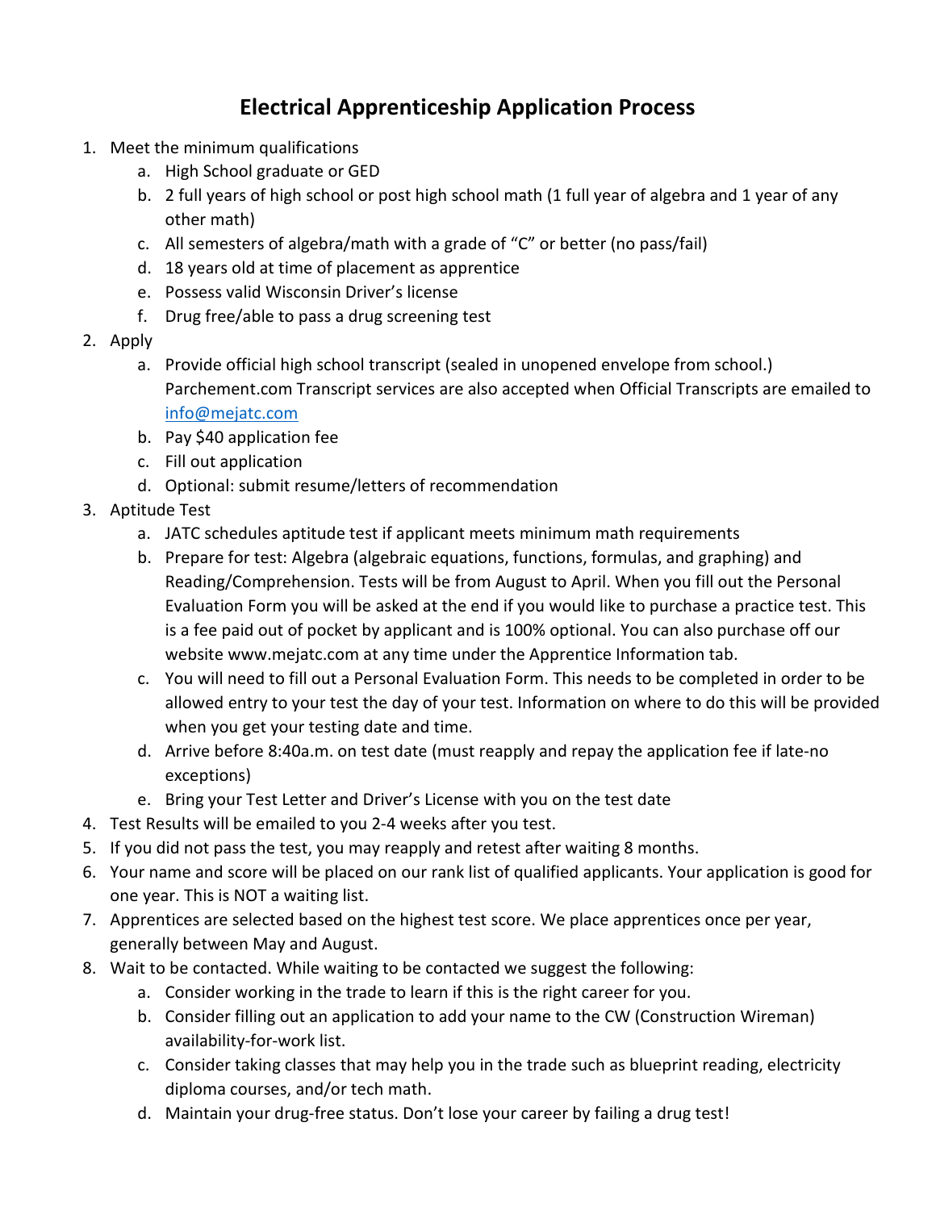# Electrical Apprenticeship Application Process

1. Meet the minimum qualifications
   a. High School graduate or GED
   b. 2 full years of high school or post high school math (1 full year of algebra and 1 year of any other math)
   c. All semesters of algebra/math with a grade of "C" or better (no pass/fail)
   d. 18 years old at time of placement as apprentice
   e. Possess valid Wisconsin Driver's license
   f. Drug free/able to pass a drug screening test
2. Apply
   a. Provide official high school transcript (sealed in unopened envelope from school.) Parchement.com Transcript services are also accepted when Official Transcripts are emailed to info@mejatc.com
   b. Pay $40 application fee
   c. Fill out application
   d. Optional: submit resume/letters of recommendation
3. Aptitude Test
   a. JATC schedules aptitude test if applicant meets minimum math requirements
   b. Prepare for test: Algebra (algebraic equations, functions, formulas, and graphing) and Reading/Comprehension. Tests will be from August to April. When you fill out the Personal Evaluation Form you will be asked at the end if you would like to purchase a practice test. This is a fee paid out of pocket by applicant and is 100% optional. You can also purchase off our website www.mejatc.com at any time under the Apprentice Information tab.
   c. You will need to fill out a Personal Evaluation Form. This needs to be completed in order to be allowed entry to your test the day of your test. Information on where to do this will be provided when you get your testing date and time.
   d. Arrive before 8:40a.m. on test date (must reapply and repay the application fee if late-no exceptions)
   e. Bring your Test Letter and Driver's License with you on the test date
4. Test Results will be emailed to you 2-4 weeks after you test.
5. If you did not pass the test, you may reapply and retest after waiting 8 months.
6. Your name and score will be placed on our rank list of qualified applicants. Your application is good for one year. This is NOT a waiting list.
7. Apprentices are selected based on the highest test score. We place apprentices once per year, generally between May and August.
8. Wait to be contacted. While waiting to be contacted we suggest the following:
   a. Consider working in the trade to learn if this is the right career for you.
   b. Consider filling out an application to add your name to the CW (Construction Wireman) availability-for-work list.
   c. Consider taking classes that may help you in the trade such as blueprint reading, electricity diploma courses, and/or tech math.
   d. Maintain your drug-free status. Don't lose your career by failing a drug test!